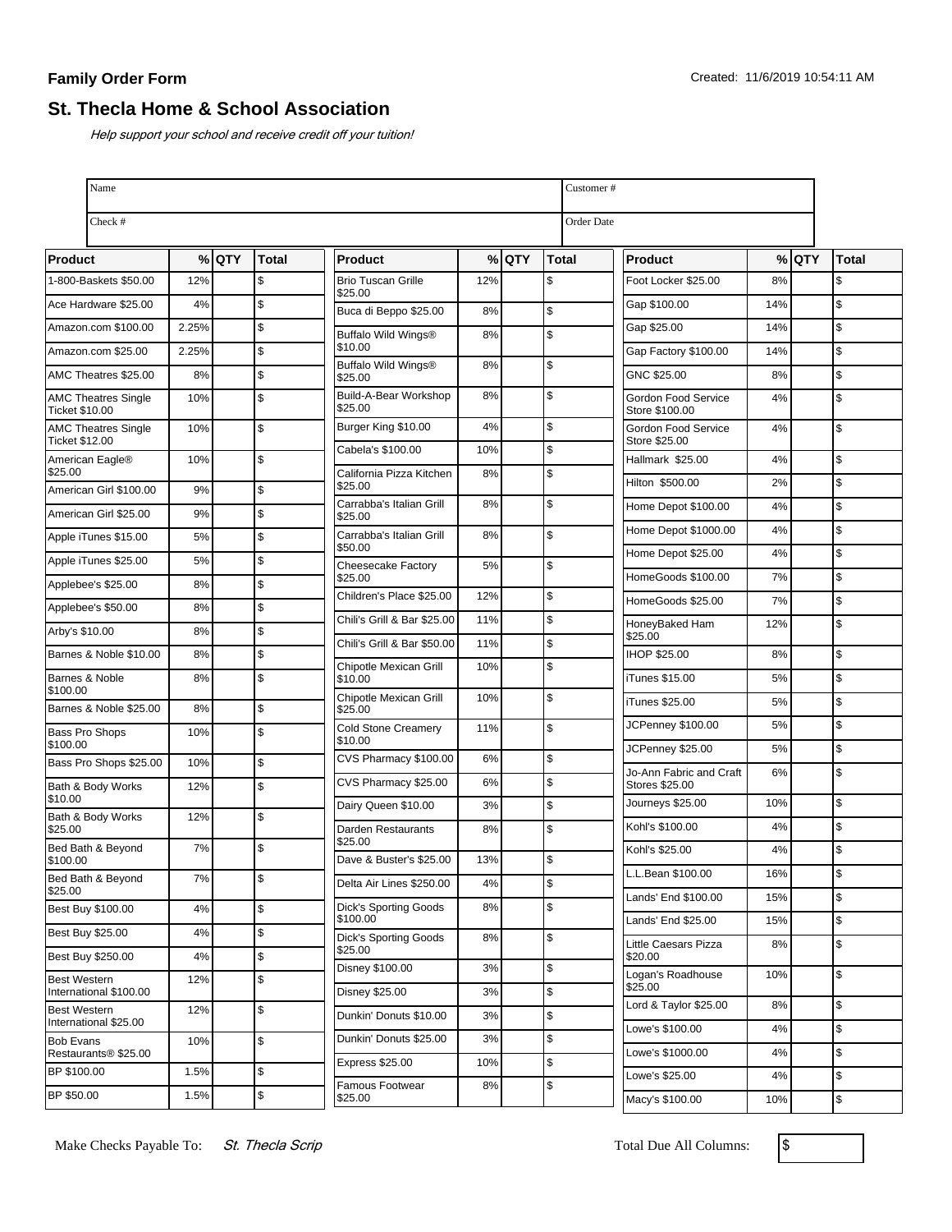**Family Order Form**

Created: 11/6/2019 10:54:11 AM

## St. Thecla Home & School Association

*Help support your school and receive credit off your tuition!*

| Name | | Customer # | |
|---|---|---|---|
| Check # | | Order Date | |

| Product | % | QTY | Total |
|---|---|---|---|
| 1-800-Baskets $50.00 | 12% | | $ |
| Ace Hardware $25.00 | 4% | | $ |
| Amazon.com $100.00 | 2.25% | | $ |
| Amazon.com $25.00 | 2.25% | | $ |
| AMC Theatres $25.00 | 8% | | $ |
| AMC Theatres Single Ticket $10.00 | 10% | | $ |
| AMC Theatres Single Ticket $12.00 | 10% | | $ |
| American Eagle® $25.00 | 10% | | $ |
| American Girl $100.00 | 9% | | $ |
| American Girl $25.00 | 9% | | $ |
| Apple iTunes $15.00 | 5% | | $ |
| Apple iTunes $25.00 | 5% | | $ |
| Applebee's $25.00 | 8% | | $ |
| Applebee's $50.00 | 8% | | $ |
| Arby's $10.00 | 8% | | $ |
| Barnes & Noble $10.00 | 8% | | $ |
| Barnes & Noble $100.00 | 8% | | $ |
| Barnes & Noble $25.00 | 8% | | $ |
| Bass Pro Shops $100.00 | 10% | | $ |
| Bass Pro Shops $25.00 | 10% | | $ |
| Bath & Body Works $10.00 | 12% | | $ |
| Bath & Body Works $25.00 | 12% | | $ |
| Bed Bath & Beyond $100.00 | 7% | | $ |
| Bed Bath & Beyond $25.00 | 7% | | $ |
| Best Buy $100.00 | 4% | | $ |
| Best Buy $25.00 | 4% | | $ |
| Best Buy $250.00 | 4% | | $ |
| Best Western International $100.00 | 12% | | $ |
| Best Western International $25.00 | 12% | | $ |
| Bob Evans Restaurants® $25.00 | 10% | | $ |
| BP $100.00 | 1.5% | | $ |
| BP $50.00 | 1.5% | | $ |
| Brio Tuscan Grille $25.00 | 12% | | $ |
| Buca di Beppo $25.00 | 8% | | $ |
| Buffalo Wild Wings® $10.00 | 8% | | $ |
| Buffalo Wild Wings® $25.00 | 8% | | $ |
| Build-A-Bear Workshop $25.00 | 8% | | $ |
| Burger King $10.00 | 4% | | $ |
| Cabela's $100.00 | 10% | | $ |
| California Pizza Kitchen $25.00 | 8% | | $ |
| Carrabba's Italian Grill $25.00 | 8% | | $ |
| Carrabba's Italian Grill $50.00 | 8% | | $ |
| Cheesecake Factory $25.00 | 5% | | $ |
| Children's Place $25.00 | 12% | | $ |
| Chili's Grill & Bar $25.00 | 11% | | $ |
| Chili's Grill & Bar $50.00 | 11% | | $ |
| Chipotle Mexican Grill $10.00 | 10% | | $ |
| Chipotle Mexican Grill $25.00 | 10% | | $ |
| Cold Stone Creamery $10.00 | 11% | | $ |
| CVS Pharmacy $100.00 | 6% | | $ |
| CVS Pharmacy $25.00 | 6% | | $ |
| Dairy Queen $10.00 | 3% | | $ |
| Darden Restaurants $25.00 | 8% | | $ |
| Dave & Buster's $25.00 | 13% | | $ |
| Delta Air Lines $250.00 | 4% | | $ |
| Dick's Sporting Goods $100.00 | 8% | | $ |
| Dick's Sporting Goods $25.00 | 8% | | $ |
| Disney $100.00 | 3% | | $ |
| Disney $25.00 | 3% | | $ |
| Dunkin' Donuts $10.00 | 3% | | $ |
| Dunkin' Donuts $25.00 | 3% | | $ |
| Express $25.00 | 10% | | $ |
| Famous Footwear $25.00 | 8% | | $ |
| Foot Locker $25.00 | 8% | | $ |
| Gap $100.00 | 14% | | $ |
| Gap $25.00 | 14% | | $ |
| Gap Factory $100.00 | 14% | | $ |
| GNC $25.00 | 8% | | $ |
| Gordon Food Service Store $100.00 | 4% | | $ |
| Gordon Food Service Store $25.00 | 4% | | $ |
| Hallmark $25.00 | 4% | | $ |
| Hilton $500.00 | 2% | | $ |
| Home Depot $100.00 | 4% | | $ |
| Home Depot $1000.00 | 4% | | $ |
| Home Depot $25.00 | 4% | | $ |
| HomeGoods $100.00 | 7% | | $ |
| HomeGoods $25.00 | 7% | | $ |
| HoneyBaked Ham $25.00 | 12% | | $ |
| IHOP $25.00 | 8% | | $ |
| iTunes $15.00 | 5% | | $ |
| iTunes $25.00 | 5% | | $ |
| JCPenney $100.00 | 5% | | $ |
| JCPenney $25.00 | 5% | | $ |
| Jo-Ann Fabric and Craft Stores $25.00 | 6% | | $ |
| Journeys $25.00 | 10% | | $ |
| Kohl's $100.00 | 4% | | $ |
| Kohl's $25.00 | 4% | | $ |
| L.L.Bean $100.00 | 16% | | $ |
| Lands' End $100.00 | 15% | | $ |
| Lands' End $25.00 | 15% | | $ |
| Little Caesars Pizza $20.00 | 8% | | $ |
| Logan's Roadhouse $25.00 | 10% | | $ |
| Lord & Taylor $25.00 | 8% | | $ |
| Lowe's $100.00 | 4% | | $ |
| Lowe's $1000.00 | 4% | | $ |
| Lowe's $25.00 | 4% | | $ |
| Macy's $100.00 | 10% | | $ |

Make Checks Payable To: *St. Thecla Scrip*

Total Due All Columns: $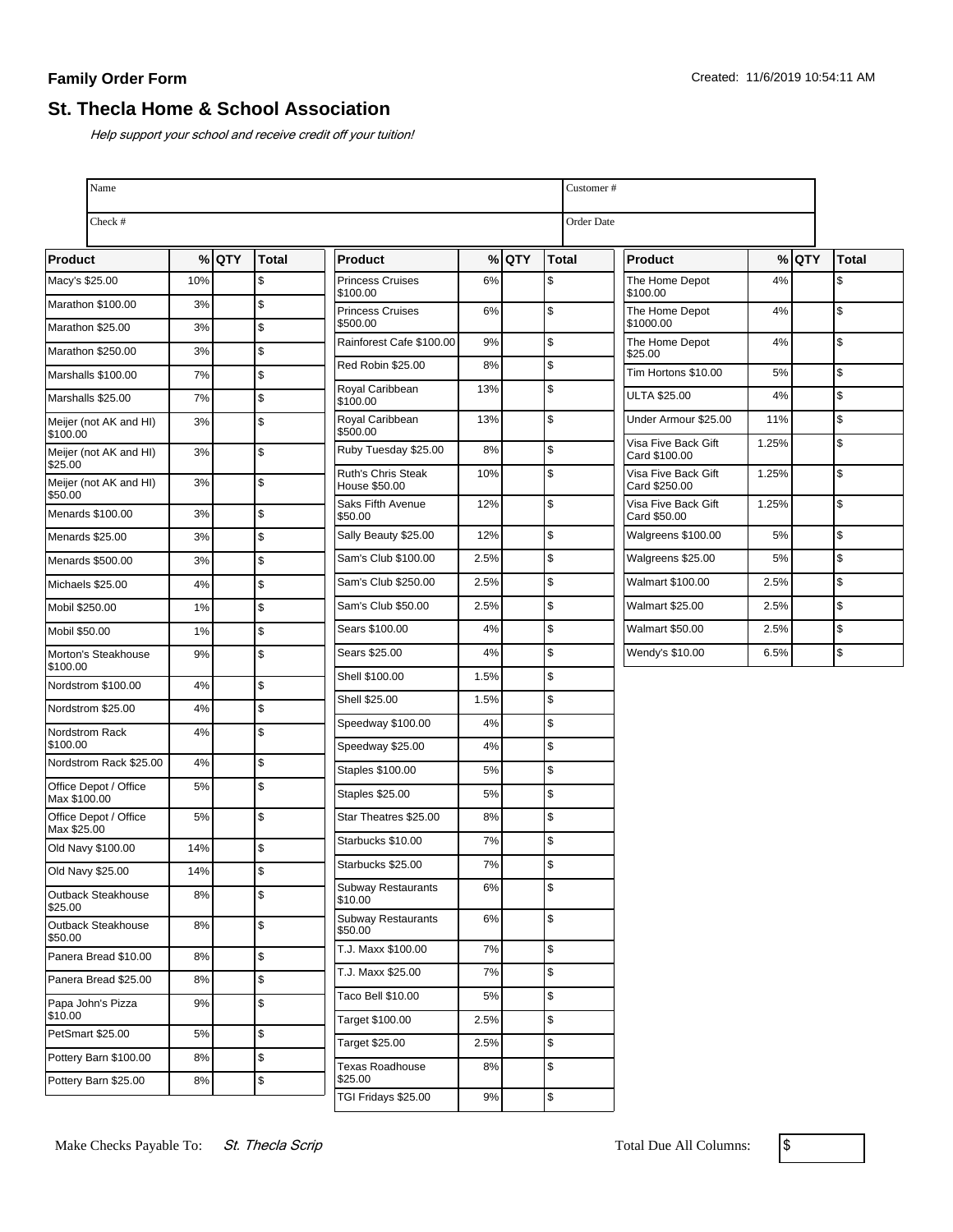**Family Order Form**

Created: 11/6/2019 10:54:11 AM

## St. Thecla Home & School Association

*Help support your school and receive credit off your tuition!*

| | |
|---|---|
| Name | Customer # |
| Check # | Order Date |

| Product | % | QTY | Total |
|---|---|---|---|
| Macy's $25.00 | 10% | | $ |
| Marathon $100.00 | 3% | | $ |
| Marathon $25.00 | 3% | | $ |
| Marathon $250.00 | 3% | | $ |
| Marshalls $100.00 | 7% | | $ |
| Marshalls $25.00 | 7% | | $ |
| Meijer (not AK and HI) $100.00 | 3% | | $ |
| Meijer (not AK and HI) $25.00 | 3% | | $ |
| Meijer (not AK and HI) $50.00 | 3% | | $ |
| Menards $100.00 | 3% | | $ |
| Menards $25.00 | 3% | | $ |
| Menards $500.00 | 3% | | $ |
| Michaels $25.00 | 4% | | $ |
| Mobil $250.00 | 1% | | $ |
| Mobil $50.00 | 1% | | $ |
| Morton's Steakhouse $100.00 | 9% | | $ |
| Nordstrom $100.00 | 4% | | $ |
| Nordstrom $25.00 | 4% | | $ |
| Nordstrom Rack $100.00 | 4% | | $ |
| Nordstrom Rack $25.00 | 4% | | $ |
| Office Depot / Office Max $100.00 | 5% | | $ |
| Office Depot / Office Max $25.00 | 5% | | $ |
| Old Navy $100.00 | 14% | | $ |
| Old Navy $25.00 | 14% | | $ |
| Outback Steakhouse $25.00 | 8% | | $ |
| Outback Steakhouse $50.00 | 8% | | $ |
| Panera Bread $10.00 | 8% | | $ |
| Panera Bread $25.00 | 8% | | $ |
| Papa John's Pizza $10.00 | 9% | | $ |
| PetSmart $25.00 | 5% | | $ |
| Pottery Barn $100.00 | 8% | | $ |
| Pottery Barn $25.00 | 8% | | $ |
| Princess Cruises $100.00 | 6% | | $ |
| Princess Cruises $500.00 | 6% | | $ |
| Rainforest Cafe $100.00 | 9% | | $ |
| Red Robin $25.00 | 8% | | $ |
| Royal Caribbean $100.00 | 13% | | $ |
| Royal Caribbean $500.00 | 13% | | $ |
| Ruby Tuesday $25.00 | 8% | | $ |
| Ruth's Chris Steak House $50.00 | 10% | | $ |
| Saks Fifth Avenue $50.00 | 12% | | $ |
| Sally Beauty $25.00 | 12% | | $ |
| Sam's Club $100.00 | 2.5% | | $ |
| Sam's Club $250.00 | 2.5% | | $ |
| Sam's Club $50.00 | 2.5% | | $ |
| Sears $100.00 | 4% | | $ |
| Sears $25.00 | 4% | | $ |
| Shell $100.00 | 1.5% | | $ |
| Shell $25.00 | 1.5% | | $ |
| Speedway $100.00 | 4% | | $ |
| Speedway $25.00 | 4% | | $ |
| Staples $100.00 | 5% | | $ |
| Staples $25.00 | 5% | | $ |
| Star Theatres $25.00 | 8% | | $ |
| Starbucks $10.00 | 7% | | $ |
| Starbucks $25.00 | 7% | | $ |
| Subway Restaurants $10.00 | 6% | | $ |
| Subway Restaurants $50.00 | 6% | | $ |
| T.J. Maxx $100.00 | 7% | | $ |
| T.J. Maxx $25.00 | 7% | | $ |
| Taco Bell $10.00 | 5% | | $ |
| Target $100.00 | 2.5% | | $ |
| Target $25.00 | 2.5% | | $ |
| Texas Roadhouse $25.00 | 8% | | $ |
| TGI Fridays $25.00 | 9% | | $ |
| The Home Depot $100.00 | 4% | | $ |
| The Home Depot $1000.00 | 4% | | $ |
| The Home Depot $25.00 | 4% | | $ |
| Tim Hortons $10.00 | 5% | | $ |
| ULTA $25.00 | 4% | | $ |
| Under Armour $25.00 | 11% | | $ |
| Visa Five Back Gift Card $100.00 | 1.25% | | $ |
| Visa Five Back Gift Card $250.00 | 1.25% | | $ |
| Visa Five Back Gift Card $50.00 | 1.25% | | $ |
| Walgreens $100.00 | 5% | | $ |
| Walgreens $25.00 | 5% | | $ |
| Walmart $100.00 | 2.5% | | $ |
| Walmart $25.00 | 2.5% | | $ |
| Walmart $50.00 | 2.5% | | $ |
| Wendy's $10.00 | 6.5% | | $ |

Make Checks Payable To: *St. Thecla Scrip*

Total Due All Columns: $